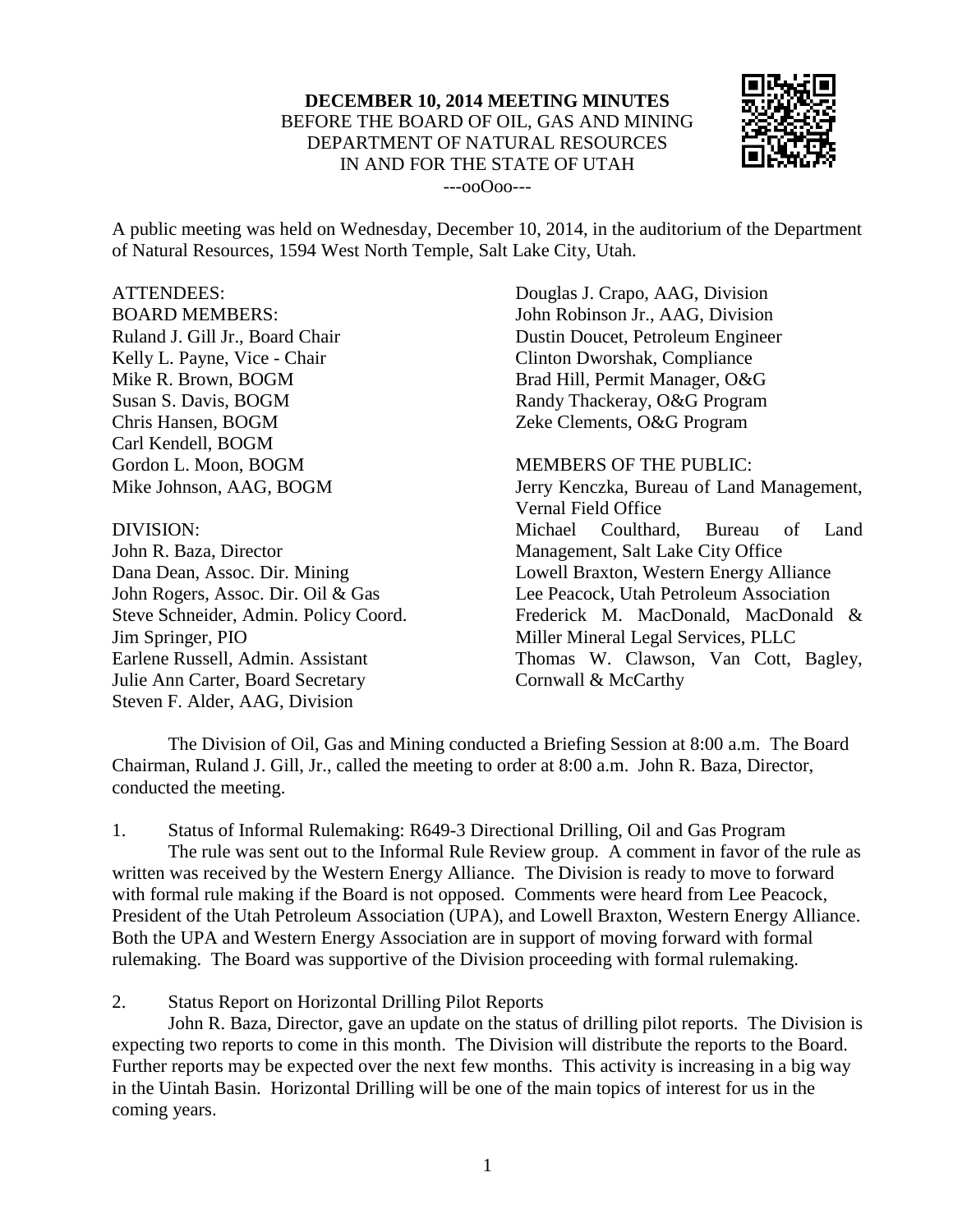**DECEMBER 10, 2014 MEETING MINUTES**
BEFORE THE BOARD OF OIL, GAS AND MINING
DEPARTMENT OF NATURAL RESOURCES
IN AND FOR THE STATE OF UTAH
---ooOoo---

A public meeting was held on Wednesday, December 10, 2014, in the auditorium of the Department of Natural Resources, 1594 West North Temple, Salt Lake City, Utah.

ATTENDEES:
BOARD MEMBERS:
Ruland J. Gill Jr., Board Chair
Kelly L. Payne, Vice - Chair
Mike R. Brown, BOGM
Susan S. Davis, BOGM
Chris Hansen, BOGM
Carl Kendell, BOGM
Gordon L. Moon, BOGM
Mike Johnson, AAG, BOGM

DIVISION:
John R. Baza, Director
Dana Dean, Assoc. Dir. Mining
John Rogers, Assoc. Dir. Oil & Gas
Steve Schneider, Admin. Policy Coord.
Jim Springer, PIO
Earlene Russell, Admin. Assistant
Julie Ann Carter, Board Secretary
Steven F. Alder, AAG, Division
Douglas J. Crapo, AAG, Division
John Robinson Jr., AAG, Division
Dustin Doucet, Petroleum Engineer
Clinton Dworshak, Compliance
Brad Hill, Permit Manager, O&G
Randy Thackeray, O&G Program
Zeke Clements, O&G Program

MEMBERS OF THE PUBLIC:
Jerry Kenczka, Bureau of Land Management, Vernal Field Office
Michael Coulthard, Bureau of Land Management, Salt Lake City Office
Lowell Braxton, Western Energy Alliance
Lee Peacock, Utah Petroleum Association
Frederick M. MacDonald, MacDonald & Miller Mineral Legal Services, PLLC
Thomas W. Clawson, Van Cott, Bagley, Cornwall & McCarthy

The Division of Oil, Gas and Mining conducted a Briefing Session at 8:00 a.m. The Board Chairman, Ruland J. Gill, Jr., called the meeting to order at 8:00 a.m. John R. Baza, Director, conducted the meeting.

1. Status of Informal Rulemaking: R649-3 Directional Drilling, Oil and Gas Program

The rule was sent out to the Informal Rule Review group. A comment in favor of the rule as written was received by the Western Energy Alliance. The Division is ready to move to forward with formal rule making if the Board is not opposed. Comments were heard from Lee Peacock, President of the Utah Petroleum Association (UPA), and Lowell Braxton, Western Energy Alliance. Both the UPA and Western Energy Association are in support of moving forward with formal rulemaking. The Board was supportive of the Division proceeding with formal rulemaking.

2. Status Report on Horizontal Drilling Pilot Reports

John R. Baza, Director, gave an update on the status of drilling pilot reports. The Division is expecting two reports to come in this month. The Division will distribute the reports to the Board. Further reports may be expected over the next few months. This activity is increasing in a big way in the Uintah Basin. Horizontal Drilling will be one of the main topics of interest for us in the coming years.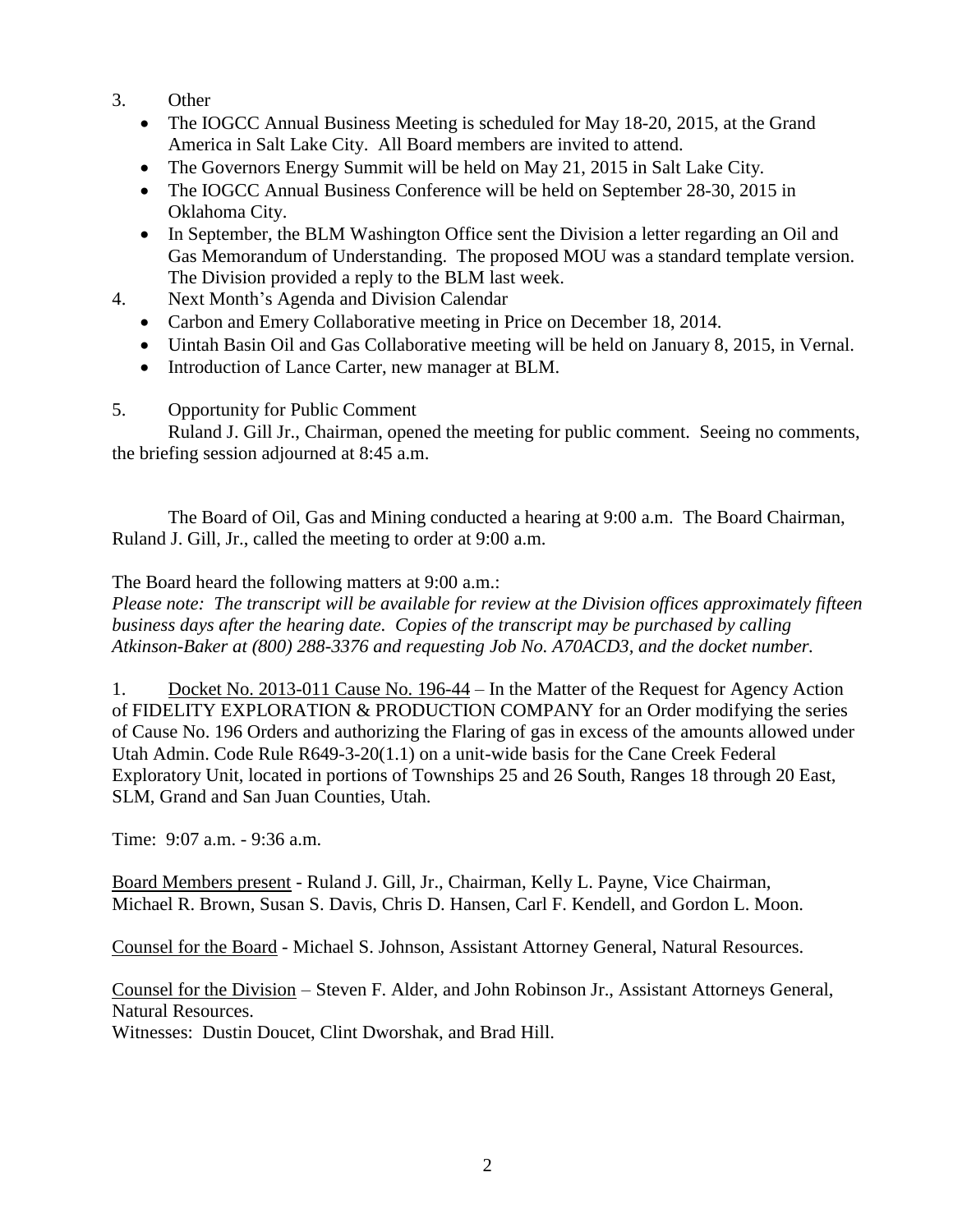3. Other
   - The IOGCC Annual Business Meeting is scheduled for May 18-20, 2015, at the Grand America in Salt Lake City. All Board members are invited to attend.
   - The Governors Energy Summit will be held on May 21, 2015 in Salt Lake City.
   - The IOGCC Annual Business Conference will be held on September 28-30, 2015 in Oklahoma City.
   - In September, the BLM Washington Office sent the Division a letter regarding an Oil and Gas Memorandum of Understanding. The proposed MOU was a standard template version. The Division provided a reply to the BLM last week.
4. Next Month's Agenda and Division Calendar
   - Carbon and Emery Collaborative meeting in Price on December 18, 2014.
   - Uintah Basin Oil and Gas Collaborative meeting will be held on January 8, 2015, in Vernal.
   - Introduction of Lance Carter, new manager at BLM.
5. Opportunity for Public Comment

Ruland J. Gill Jr., Chairman, opened the meeting for public comment. Seeing no comments, the briefing session adjourned at 8:45 a.m.

The Board of Oil, Gas and Mining conducted a hearing at 9:00 a.m. The Board Chairman, Ruland J. Gill, Jr., called the meeting to order at 9:00 a.m.

The Board heard the following matters at 9:00 a.m.:
*Please note: The transcript will be available for review at the Division offices approximately fifteen business days after the hearing date. Copies of the transcript may be purchased by calling Atkinson-Baker at (800) 288-3376 and requesting Job No. A70ACD3, and the docket number.*

1. Docket No. 2013-011 Cause No. 196-44 – In the Matter of the Request for Agency Action of FIDELITY EXPLORATION & PRODUCTION COMPANY for an Order modifying the series of Cause No. 196 Orders and authorizing the Flaring of gas in excess of the amounts allowed under Utah Admin. Code Rule R649-3-20(1.1) on a unit-wide basis for the Cane Creek Federal Exploratory Unit, located in portions of Townships 25 and 26 South, Ranges 18 through 20 East, SLM, Grand and San Juan Counties, Utah.

Time: 9:07 a.m. - 9:36 a.m.

Board Members present - Ruland J. Gill, Jr., Chairman, Kelly L. Payne, Vice Chairman, Michael R. Brown, Susan S. Davis, Chris D. Hansen, Carl F. Kendell, and Gordon L. Moon.

Counsel for the Board - Michael S. Johnson, Assistant Attorney General, Natural Resources.

Counsel for the Division – Steven F. Alder, and John Robinson Jr., Assistant Attorneys General, Natural Resources.
Witnesses: Dustin Doucet, Clint Dworshak, and Brad Hill.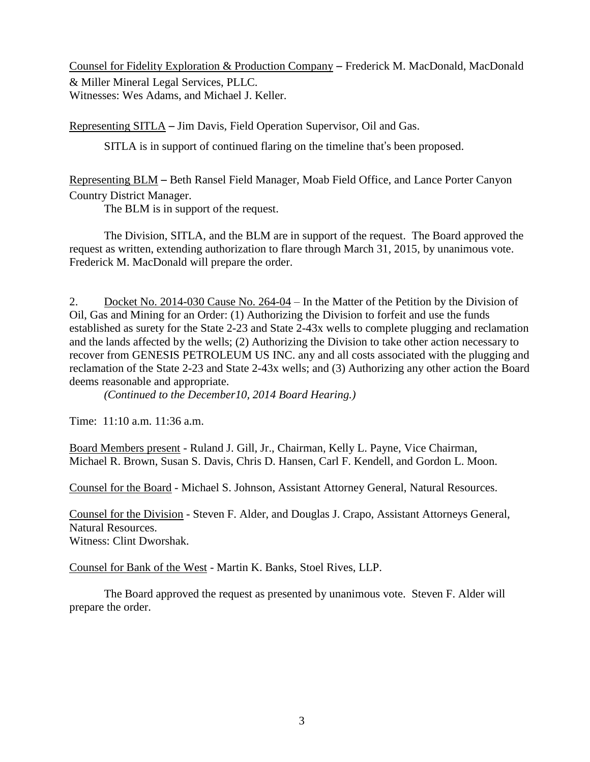Counsel for Fidelity Exploration & Production Company – Frederick M. MacDonald, MacDonald & Miller Mineral Legal Services, PLLC.
Witnesses: Wes Adams, and Michael J. Keller.

Representing SITLA – Jim Davis, Field Operation Supervisor, Oil and Gas.

SITLA is in support of continued flaring on the timeline that's been proposed.

Representing BLM – Beth Ransel Field Manager, Moab Field Office, and Lance Porter Canyon Country District Manager.
The BLM is in support of the request.

The Division, SITLA, and the BLM are in support of the request. The Board approved the request as written, extending authorization to flare through March 31, 2015, by unanimous vote. Frederick M. MacDonald will prepare the order.

2. Docket No. 2014-030 Cause No. 264-04 – In the Matter of the Petition by the Division of Oil, Gas and Mining for an Order: (1) Authorizing the Division to forfeit and use the funds established as surety for the State 2-23 and State 2-43x wells to complete plugging and reclamation and the lands affected by the wells; (2) Authorizing the Division to take other action necessary to recover from GENESIS PETROLEUM US INC. any and all costs associated with the plugging and reclamation of the State 2-23 and State 2-43x wells; and (3) Authorizing any other action the Board deems reasonable and appropriate.
*(Continued to the December10, 2014 Board Hearing.)*

Time: 11:10 a.m. 11:36 a.m.

Board Members present - Ruland J. Gill, Jr., Chairman, Kelly L. Payne, Vice Chairman, Michael R. Brown, Susan S. Davis, Chris D. Hansen, Carl F. Kendell, and Gordon L. Moon.

Counsel for the Board - Michael S. Johnson, Assistant Attorney General, Natural Resources.

Counsel for the Division - Steven F. Alder, and Douglas J. Crapo, Assistant Attorneys General, Natural Resources.
Witness: Clint Dworshak.

Counsel for Bank of the West - Martin K. Banks, Stoel Rives, LLP.

The Board approved the request as presented by unanimous vote. Steven F. Alder will prepare the order.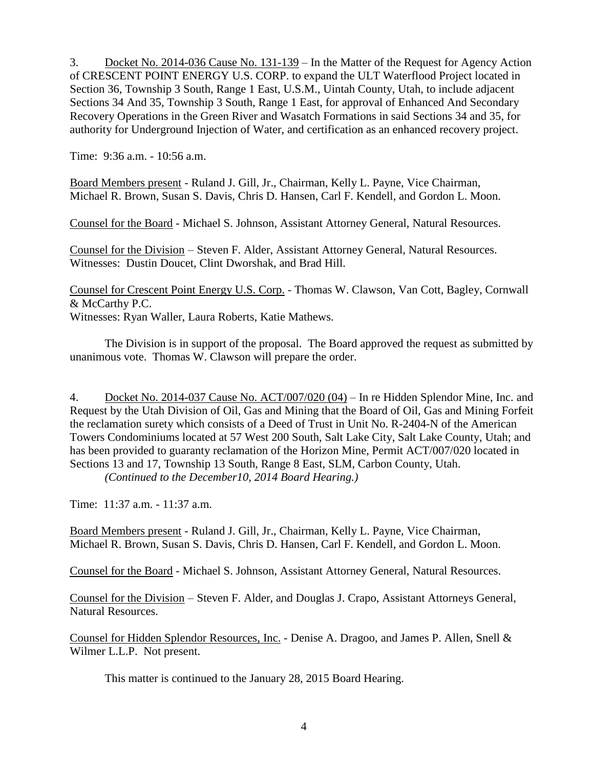3. <u>Docket No. 2014-036 Cause No. 131-139</u> – In the Matter of the Request for Agency Action of CRESCENT POINT ENERGY U.S. CORP. to expand the ULT Waterflood Project located in Section 36, Township 3 South, Range 1 East, U.S.M., Uintah County, Utah, to include adjacent Sections 34 And 35, Township 3 South, Range 1 East, for approval of Enhanced And Secondary Recovery Operations in the Green River and Wasatch Formations in said Sections 34 and 35, for authority for Underground Injection of Water, and certification as an enhanced recovery project.

Time: 9:36 a.m. - 10:56 a.m.

<u>Board Members present</u> - Ruland J. Gill, Jr., Chairman, Kelly L. Payne, Vice Chairman, Michael R. Brown, Susan S. Davis, Chris D. Hansen, Carl F. Kendell, and Gordon L. Moon.

<u>Counsel for the Board</u> - Michael S. Johnson, Assistant Attorney General, Natural Resources.

<u>Counsel for the Division</u> – Steven F. Alder, Assistant Attorney General, Natural Resources. Witnesses: Dustin Doucet, Clint Dworshak, and Brad Hill.

<u>Counsel for Crescent Point Energy U.S. Corp.</u> - Thomas W. Clawson, Van Cott, Bagley, Cornwall & McCarthy P.C.
Witnesses: Ryan Waller, Laura Roberts, Katie Mathews.

The Division is in support of the proposal. The Board approved the request as submitted by unanimous vote. Thomas W. Clawson will prepare the order.

4. <u>Docket No. 2014-037 Cause No. ACT/007/020 (04)</u> – In re Hidden Splendor Mine, Inc. and Request by the Utah Division of Oil, Gas and Mining that the Board of Oil, Gas and Mining Forfeit the reclamation surety which consists of a Deed of Trust in Unit No. R-2404-N of the American Towers Condominiums located at 57 West 200 South, Salt Lake City, Salt Lake County, Utah; and has been provided to guaranty reclamation of the Horizon Mine, Permit ACT/007/020 located in Sections 13 and 17, Township 13 South, Range 8 East, SLM, Carbon County, Utah.
*(Continued to the December10, 2014 Board Hearing.)*

Time: 11:37 a.m. - 11:37 a.m.

<u>Board Members present</u> - Ruland J. Gill, Jr., Chairman, Kelly L. Payne, Vice Chairman, Michael R. Brown, Susan S. Davis, Chris D. Hansen, Carl F. Kendell, and Gordon L. Moon.

<u>Counsel for the Board</u> - Michael S. Johnson, Assistant Attorney General, Natural Resources.

<u>Counsel for the Division</u> – Steven F. Alder, and Douglas J. Crapo, Assistant Attorneys General, Natural Resources.

<u>Counsel for Hidden Splendor Resources, Inc.</u> - Denise A. Dragoo, and James P. Allen, Snell & Wilmer L.L.P. Not present.

This matter is continued to the January 28, 2015 Board Hearing.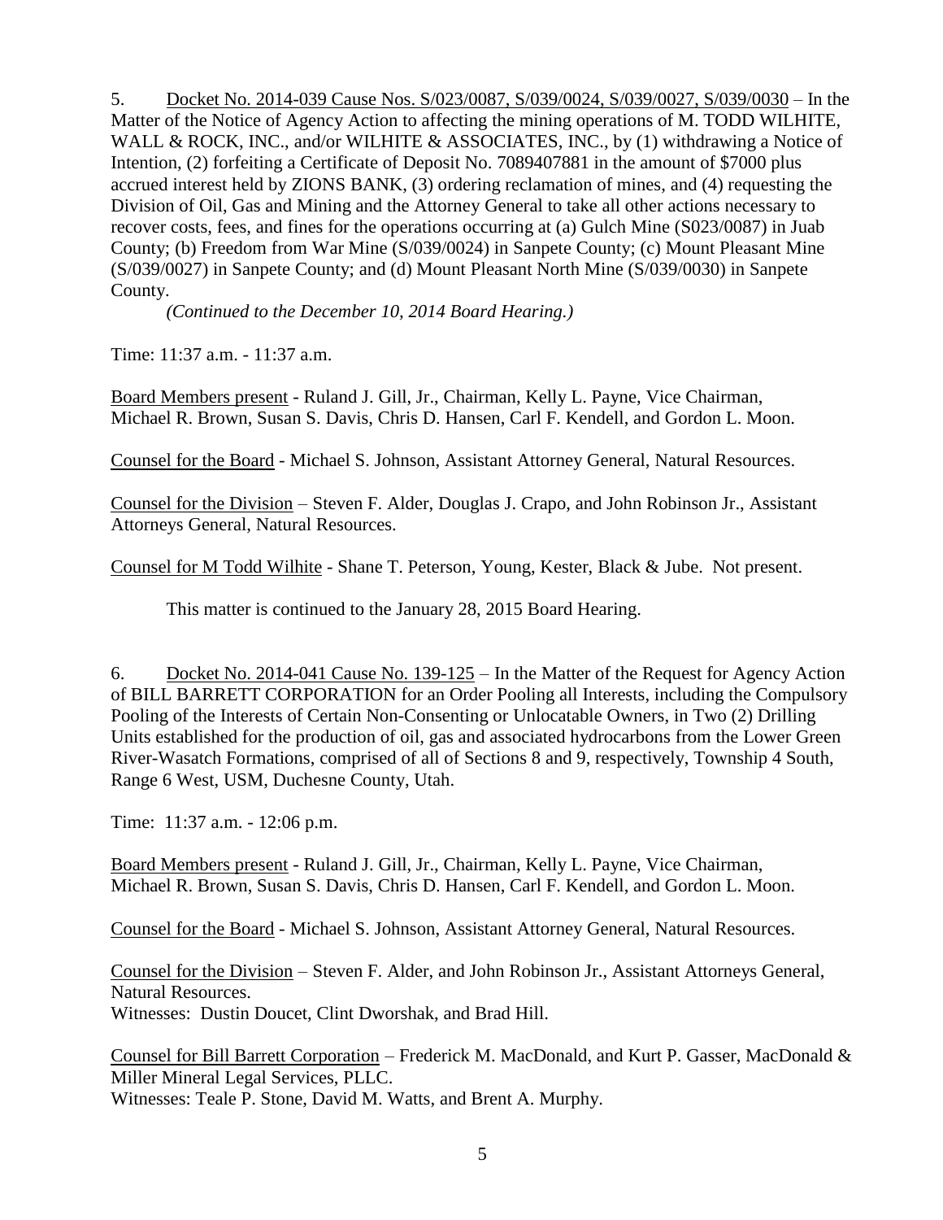5. Docket No. 2014-039 Cause Nos. S/023/0087, S/039/0024, S/039/0027, S/039/0030 – In the Matter of the Notice of Agency Action to affecting the mining operations of M. TODD WILHITE, WALL & ROCK, INC., and/or WILHITE & ASSOCIATES, INC., by (1) withdrawing a Notice of Intention, (2) forfeiting a Certificate of Deposit No. 7089407881 in the amount of $7000 plus accrued interest held by ZIONS BANK, (3) ordering reclamation of mines, and (4) requesting the Division of Oil, Gas and Mining and the Attorney General to take all other actions necessary to recover costs, fees, and fines for the operations occurring at (a) Gulch Mine (S023/0087) in Juab County; (b) Freedom from War Mine (S/039/0024) in Sanpete County; (c) Mount Pleasant Mine (S/039/0027) in Sanpete County; and (d) Mount Pleasant North Mine (S/039/0030) in Sanpete County.

*(Continued to the December 10, 2014 Board Hearing.)*

Time: 11:37 a.m. - 11:37 a.m.

Board Members present - Ruland J. Gill, Jr., Chairman, Kelly L. Payne, Vice Chairman, Michael R. Brown, Susan S. Davis, Chris D. Hansen, Carl F. Kendell, and Gordon L. Moon.

Counsel for the Board - Michael S. Johnson, Assistant Attorney General, Natural Resources.

Counsel for the Division – Steven F. Alder, Douglas J. Crapo, and John Robinson Jr., Assistant Attorneys General, Natural Resources.

Counsel for M Todd Wilhite - Shane T. Peterson, Young, Kester, Black & Jube. Not present.

This matter is continued to the January 28, 2015 Board Hearing.

6. Docket No. 2014-041 Cause No. 139-125 – In the Matter of the Request for Agency Action of BILL BARRETT CORPORATION for an Order Pooling all Interests, including the Compulsory Pooling of the Interests of Certain Non-Consenting or Unlocatable Owners, in Two (2) Drilling Units established for the production of oil, gas and associated hydrocarbons from the Lower Green River-Wasatch Formations, comprised of all of Sections 8 and 9, respectively, Township 4 South, Range 6 West, USM, Duchesne County, Utah.

Time: 11:37 a.m. - 12:06 p.m.

Board Members present - Ruland J. Gill, Jr., Chairman, Kelly L. Payne, Vice Chairman, Michael R. Brown, Susan S. Davis, Chris D. Hansen, Carl F. Kendell, and Gordon L. Moon.

Counsel for the Board - Michael S. Johnson, Assistant Attorney General, Natural Resources.

Counsel for the Division – Steven F. Alder, and John Robinson Jr., Assistant Attorneys General, Natural Resources.
Witnesses: Dustin Doucet, Clint Dworshak, and Brad Hill.

Counsel for Bill Barrett Corporation – Frederick M. MacDonald, and Kurt P. Gasser, MacDonald & Miller Mineral Legal Services, PLLC.
Witnesses: Teale P. Stone, David M. Watts, and Brent A. Murphy.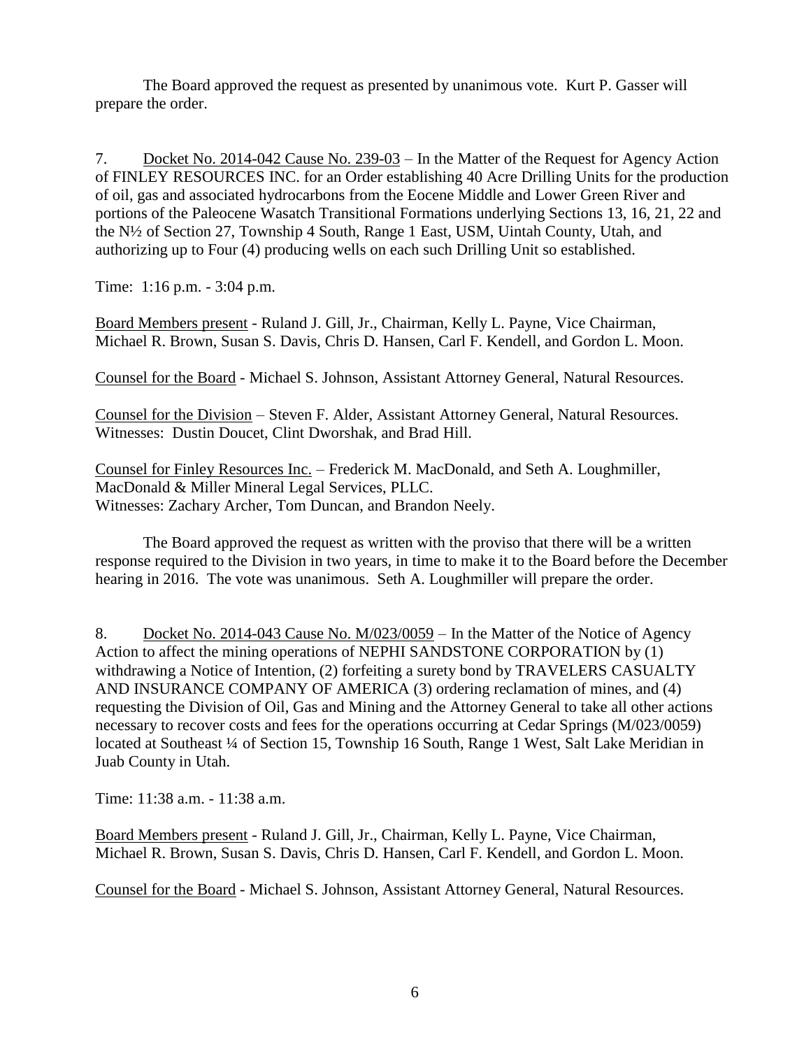The Board approved the request as presented by unanimous vote. Kurt P. Gasser will prepare the order.

7. Docket No. 2014-042 Cause No. 239-03 – In the Matter of the Request for Agency Action of FINLEY RESOURCES INC. for an Order establishing 40 Acre Drilling Units for the production of oil, gas and associated hydrocarbons from the Eocene Middle and Lower Green River and portions of the Paleocene Wasatch Transitional Formations underlying Sections 13, 16, 21, 22 and the N½ of Section 27, Township 4 South, Range 1 East, USM, Uintah County, Utah, and authorizing up to Four (4) producing wells on each such Drilling Unit so established.

Time: 1:16 p.m. - 3:04 p.m.

Board Members present - Ruland J. Gill, Jr., Chairman, Kelly L. Payne, Vice Chairman, Michael R. Brown, Susan S. Davis, Chris D. Hansen, Carl F. Kendell, and Gordon L. Moon.

Counsel for the Board - Michael S. Johnson, Assistant Attorney General, Natural Resources.

Counsel for the Division – Steven F. Alder, Assistant Attorney General, Natural Resources.
Witnesses: Dustin Doucet, Clint Dworshak, and Brad Hill.

Counsel for Finley Resources Inc. – Frederick M. MacDonald, and Seth A. Loughmiller, MacDonald & Miller Mineral Legal Services, PLLC.
Witnesses: Zachary Archer, Tom Duncan, and Brandon Neely.

The Board approved the request as written with the proviso that there will be a written response required to the Division in two years, in time to make it to the Board before the December hearing in 2016. The vote was unanimous. Seth A. Loughmiller will prepare the order.

8. Docket No. 2014-043 Cause No. M/023/0059 – In the Matter of the Notice of Agency Action to affect the mining operations of NEPHI SANDSTONE CORPORATION by (1) withdrawing a Notice of Intention, (2) forfeiting a surety bond by TRAVELERS CASUALTY AND INSURANCE COMPANY OF AMERICA (3) ordering reclamation of mines, and (4) requesting the Division of Oil, Gas and Mining and the Attorney General to take all other actions necessary to recover costs and fees for the operations occurring at Cedar Springs (M/023/0059) located at Southeast ¼ of Section 15, Township 16 South, Range 1 West, Salt Lake Meridian in Juab County in Utah.

Time: 11:38 a.m. - 11:38 a.m.

Board Members present - Ruland J. Gill, Jr., Chairman, Kelly L. Payne, Vice Chairman, Michael R. Brown, Susan S. Davis, Chris D. Hansen, Carl F. Kendell, and Gordon L. Moon.

Counsel for the Board - Michael S. Johnson, Assistant Attorney General, Natural Resources.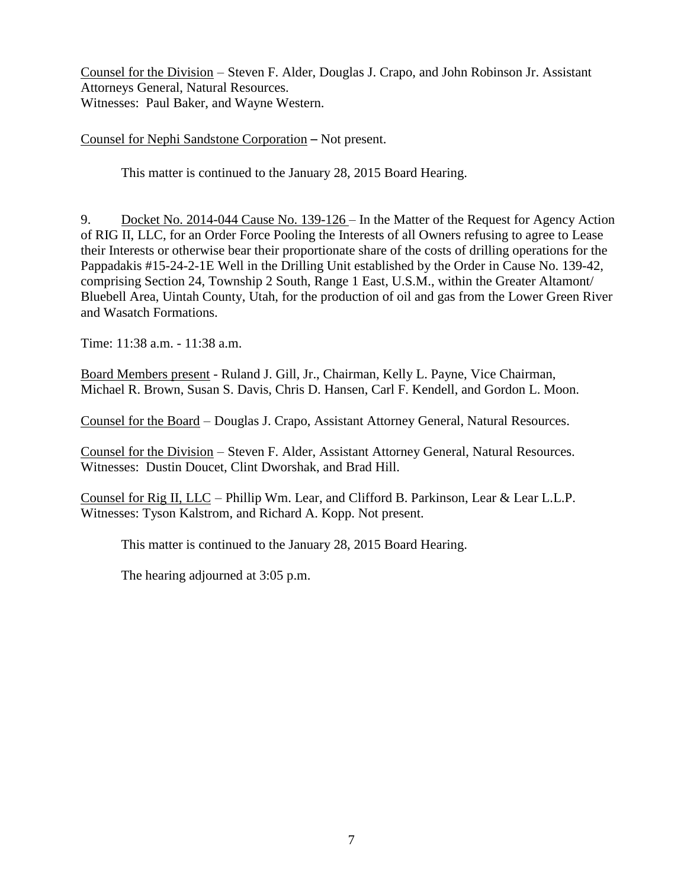Counsel for the Division – Steven F. Alder, Douglas J. Crapo, and John Robinson Jr. Assistant Attorneys General, Natural Resources.
Witnesses: Paul Baker, and Wayne Western.

Counsel for Nephi Sandstone Corporation – Not present.

This matter is continued to the January 28, 2015 Board Hearing.

9. Docket No. 2014-044 Cause No. 139-126 – In the Matter of the Request for Agency Action of RIG II, LLC, for an Order Force Pooling the Interests of all Owners refusing to agree to Lease their Interests or otherwise bear their proportionate share of the costs of drilling operations for the Pappadakis #15-24-2-1E Well in the Drilling Unit established by the Order in Cause No. 139-42, comprising Section 24, Township 2 South, Range 1 East, U.S.M., within the Greater Altamont/ Bluebell Area, Uintah County, Utah, for the production of oil and gas from the Lower Green River and Wasatch Formations.

Time: 11:38 a.m. - 11:38 a.m.

Board Members present - Ruland J. Gill, Jr., Chairman, Kelly L. Payne, Vice Chairman, Michael R. Brown, Susan S. Davis, Chris D. Hansen, Carl F. Kendell, and Gordon L. Moon.

Counsel for the Board – Douglas J. Crapo, Assistant Attorney General, Natural Resources.

Counsel for the Division – Steven F. Alder, Assistant Attorney General, Natural Resources.
Witnesses: Dustin Doucet, Clint Dworshak, and Brad Hill.

Counsel for Rig II, LLC – Phillip Wm. Lear, and Clifford B. Parkinson, Lear & Lear L.L.P.
Witnesses: Tyson Kalstrom, and Richard A. Kopp. Not present.

This matter is continued to the January 28, 2015 Board Hearing.

The hearing adjourned at 3:05 p.m.